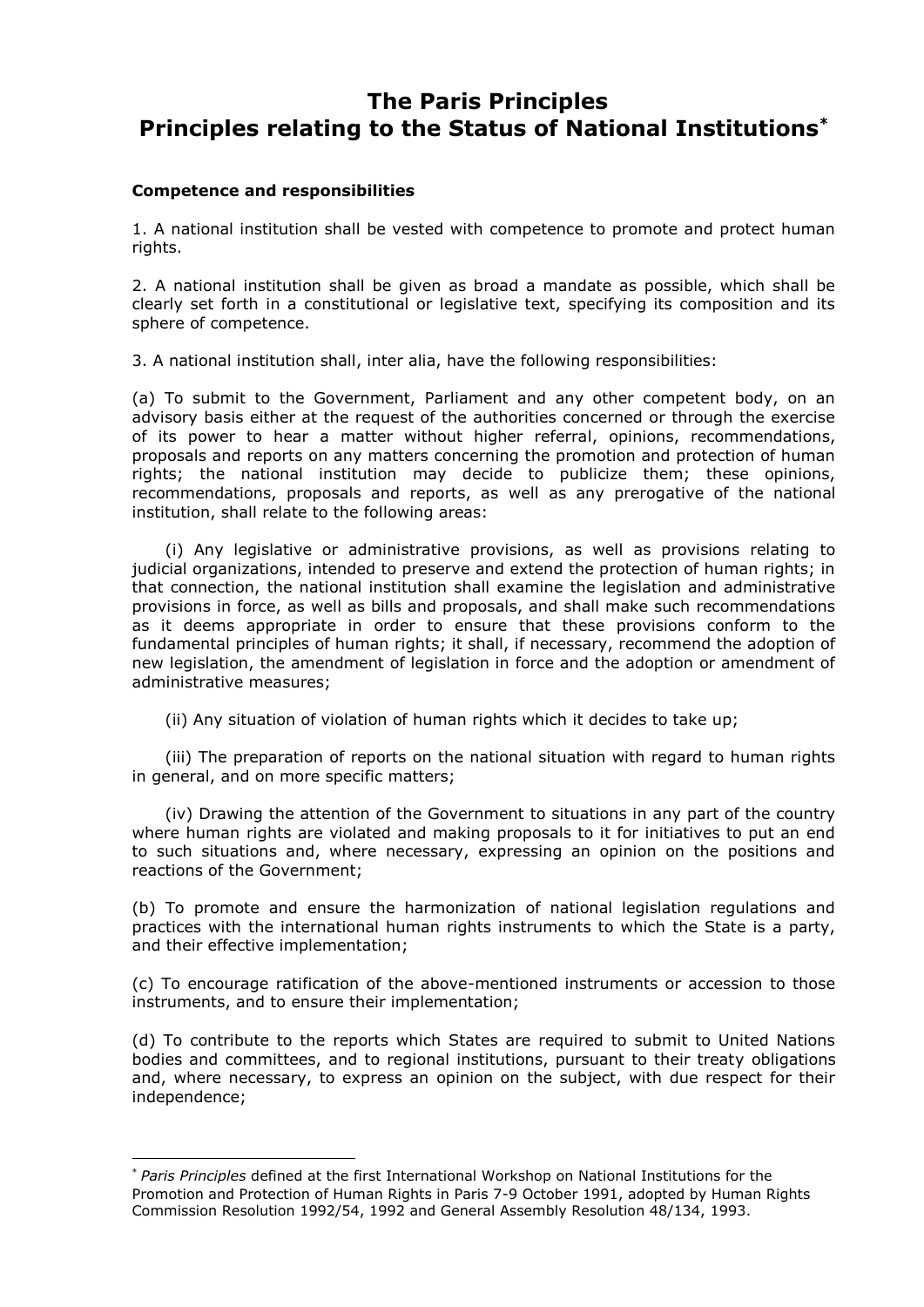# The Paris Principles
# Principles relating to the Status of National Institutions[*]

**Competence and responsibilities**

1. A national institution shall be vested with competence to promote and protect human rights.

2. A national institution shall be given as broad a mandate as possible, which shall be clearly set forth in a constitutional or legislative text, specifying its composition and its sphere of competence.

3. A national institution shall, inter alia, have the following responsibilities:

(a) To submit to the Government, Parliament and any other competent body, on an advisory basis either at the request of the authorities concerned or through the exercise of its power to hear a matter without higher referral, opinions, recommendations, proposals and reports on any matters concerning the promotion and protection of human rights; the national institution may decide to publicize them; these opinions, recommendations, proposals and reports, as well as any prerogative of the national institution, shall relate to the following areas:

(i) Any legislative or administrative provisions, as well as provisions relating to judicial organizations, intended to preserve and extend the protection of human rights; in that connection, the national institution shall examine the legislation and administrative provisions in force, as well as bills and proposals, and shall make such recommendations as it deems appropriate in order to ensure that these provisions conform to the fundamental principles of human rights; it shall, if necessary, recommend the adoption of new legislation, the amendment of legislation in force and the adoption or amendment of administrative measures;

(ii) Any situation of violation of human rights which it decides to take up;

(iii) The preparation of reports on the national situation with regard to human rights in general, and on more specific matters;

(iv) Drawing the attention of the Government to situations in any part of the country where human rights are violated and making proposals to it for initiatives to put an end to such situations and, where necessary, expressing an opinion on the positions and reactions of the Government;

(b) To promote and ensure the harmonization of national legislation regulations and practices with the international human rights instruments to which the State is a party, and their effective implementation;

(c) To encourage ratification of the above-mentioned instruments or accession to those instruments, and to ensure their implementation;

(d) To contribute to the reports which States are required to submit to United Nations bodies and committees, and to regional institutions, pursuant to their treaty obligations and, where necessary, to express an opinion on the subject, with due respect for their independence;

---

[*] *Paris Principles* defined at the first International Workshop on National Institutions for the Promotion and Protection of Human Rights in Paris 7-9 October 1991, adopted by Human Rights Commission Resolution 1992/54, 1992 and General Assembly Resolution 48/134, 1993.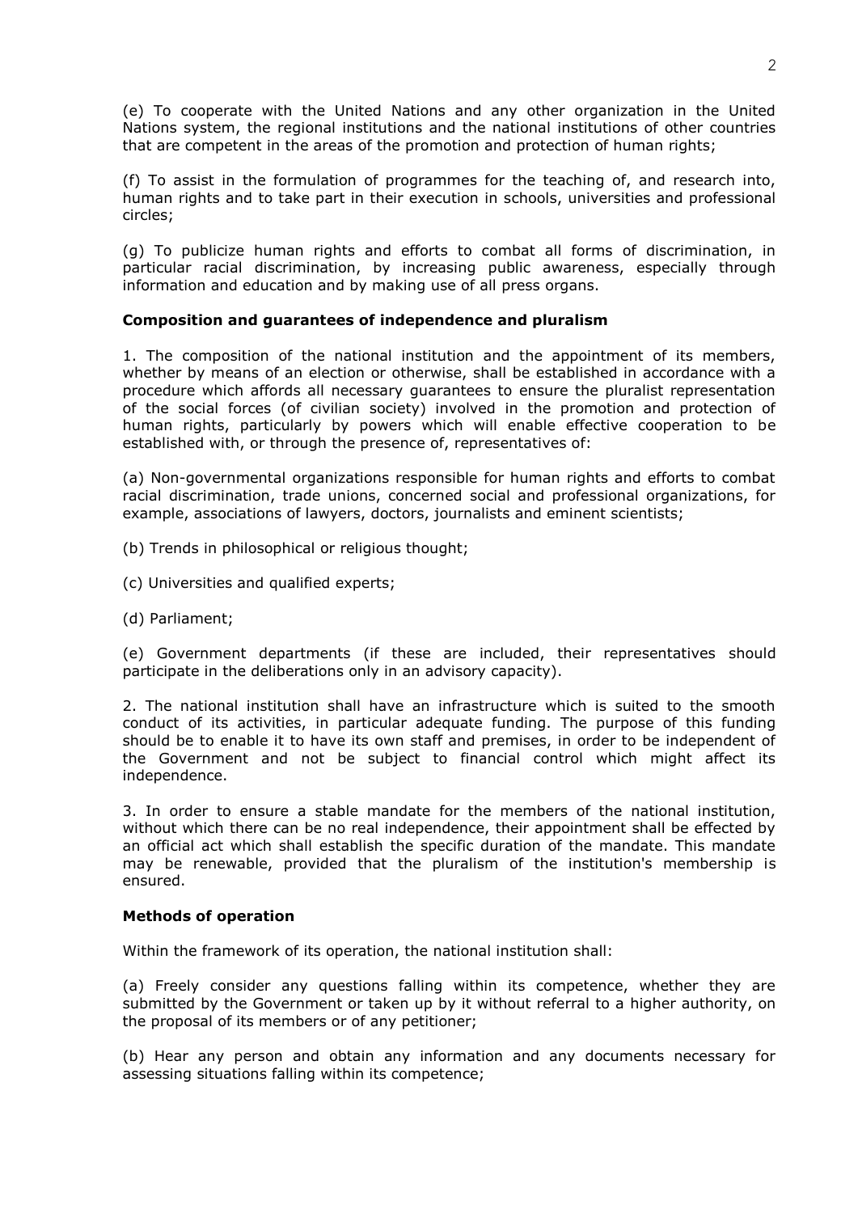(e) To cooperate with the United Nations and any other organization in the United Nations system, the regional institutions and the national institutions of other countries that are competent in the areas of the promotion and protection of human rights;

(f) To assist in the formulation of programmes for the teaching of, and research into, human rights and to take part in their execution in schools, universities and professional circles;

(g) To publicize human rights and efforts to combat all forms of discrimination, in particular racial discrimination, by increasing public awareness, especially through information and education and by making use of all press organs.

**Composition and guarantees of independence and pluralism**

1. The composition of the national institution and the appointment of its members, whether by means of an election or otherwise, shall be established in accordance with a procedure which affords all necessary guarantees to ensure the pluralist representation of the social forces (of civilian society) involved in the promotion and protection of human rights, particularly by powers which will enable effective cooperation to be established with, or through the presence of, representatives of:

(a) Non-governmental organizations responsible for human rights and efforts to combat racial discrimination, trade unions, concerned social and professional organizations, for example, associations of lawyers, doctors, journalists and eminent scientists;

(b) Trends in philosophical or religious thought;

(c) Universities and qualified experts;

(d) Parliament;

(e) Government departments (if these are included, their representatives should participate in the deliberations only in an advisory capacity).

2. The national institution shall have an infrastructure which is suited to the smooth conduct of its activities, in particular adequate funding. The purpose of this funding should be to enable it to have its own staff and premises, in order to be independent of the Government and not be subject to financial control which might affect its independence.

3. In order to ensure a stable mandate for the members of the national institution, without which there can be no real independence, their appointment shall be effected by an official act which shall establish the specific duration of the mandate. This mandate may be renewable, provided that the pluralism of the institution's membership is ensured.

**Methods of operation**

Within the framework of its operation, the national institution shall:

(a) Freely consider any questions falling within its competence, whether they are submitted by the Government or taken up by it without referral to a higher authority, on the proposal of its members or of any petitioner;

(b) Hear any person and obtain any information and any documents necessary for assessing situations falling within its competence;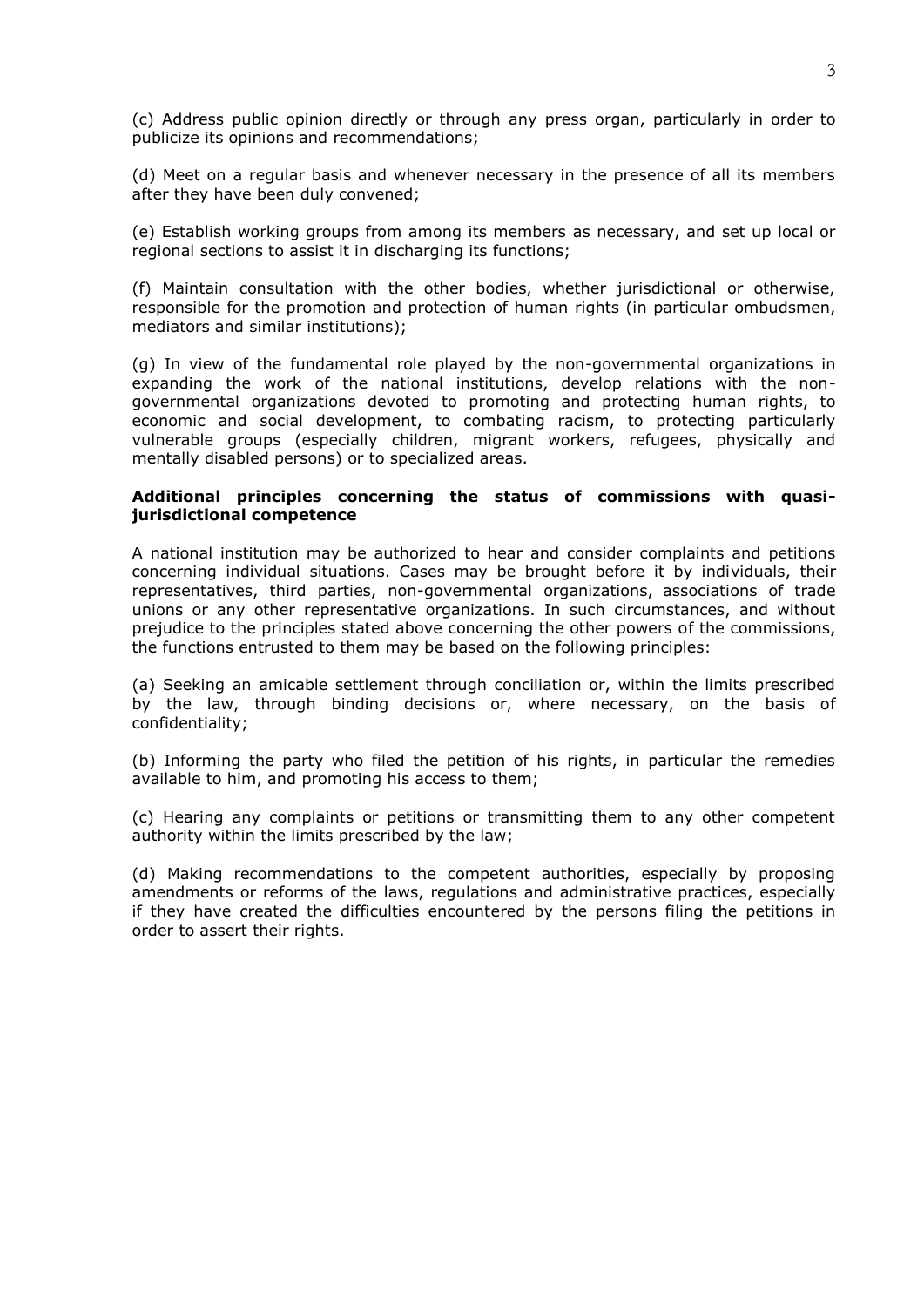(c) Address public opinion directly or through any press organ, particularly in order to publicize its opinions and recommendations;

(d) Meet on a regular basis and whenever necessary in the presence of all its members after they have been duly convened;

(e) Establish working groups from among its members as necessary, and set up local or regional sections to assist it in discharging its functions;

(f) Maintain consultation with the other bodies, whether jurisdictional or otherwise, responsible for the promotion and protection of human rights (in particular ombudsmen, mediators and similar institutions);

(g) In view of the fundamental role played by the non-governmental organizations in expanding the work of the national institutions, develop relations with the non-governmental organizations devoted to promoting and protecting human rights, to economic and social development, to combating racism, to protecting particularly vulnerable groups (especially children, migrant workers, refugees, physically and mentally disabled persons) or to specialized areas.

**Additional principles concerning the status of commissions with quasi-jurisdictional competence**

A national institution may be authorized to hear and consider complaints and petitions concerning individual situations. Cases may be brought before it by individuals, their representatives, third parties, non-governmental organizations, associations of trade unions or any other representative organizations. In such circumstances, and without prejudice to the principles stated above concerning the other powers of the commissions, the functions entrusted to them may be based on the following principles:

(a) Seeking an amicable settlement through conciliation or, within the limits prescribed by the law, through binding decisions or, where necessary, on the basis of confidentiality;

(b) Informing the party who filed the petition of his rights, in particular the remedies available to him, and promoting his access to them;

(c) Hearing any complaints or petitions or transmitting them to any other competent authority within the limits prescribed by the law;

(d) Making recommendations to the competent authorities, especially by proposing amendments or reforms of the laws, regulations and administrative practices, especially if they have created the difficulties encountered by the persons filing the petitions in order to assert their rights.